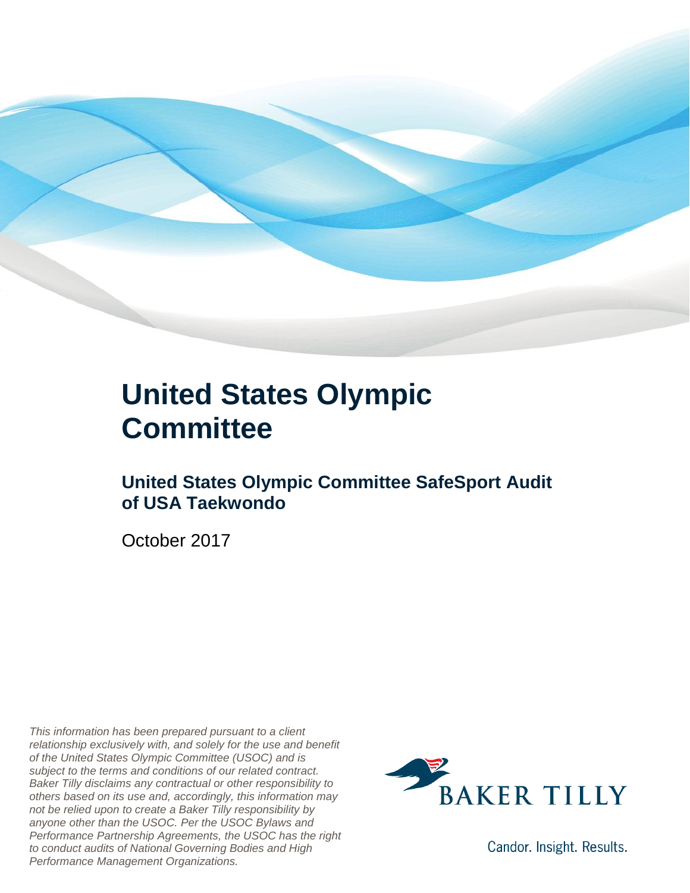# United States Olympic Committee

## United States Olympic Committee SafeSport Audit of USA Taekwondo

October 2017

*This information has been prepared pursuant to a client relationship exclusively with, and solely for the use and benefit of the United States Olympic Committee (USOC) and is subject to the terms and conditions of our related contract. Baker Tilly disclaims any contractual or other responsibility to others based on its use and, accordingly, this information may not be relied upon to create a Baker Tilly responsibility by anyone other than the USOC. Per the USOC Bylaws and Performance Partnership Agreements, the USOC has the right to conduct audits of National Governing Bodies and High Performance Management Organizations.*

BAKER TILLY

Candor. Insight. Results.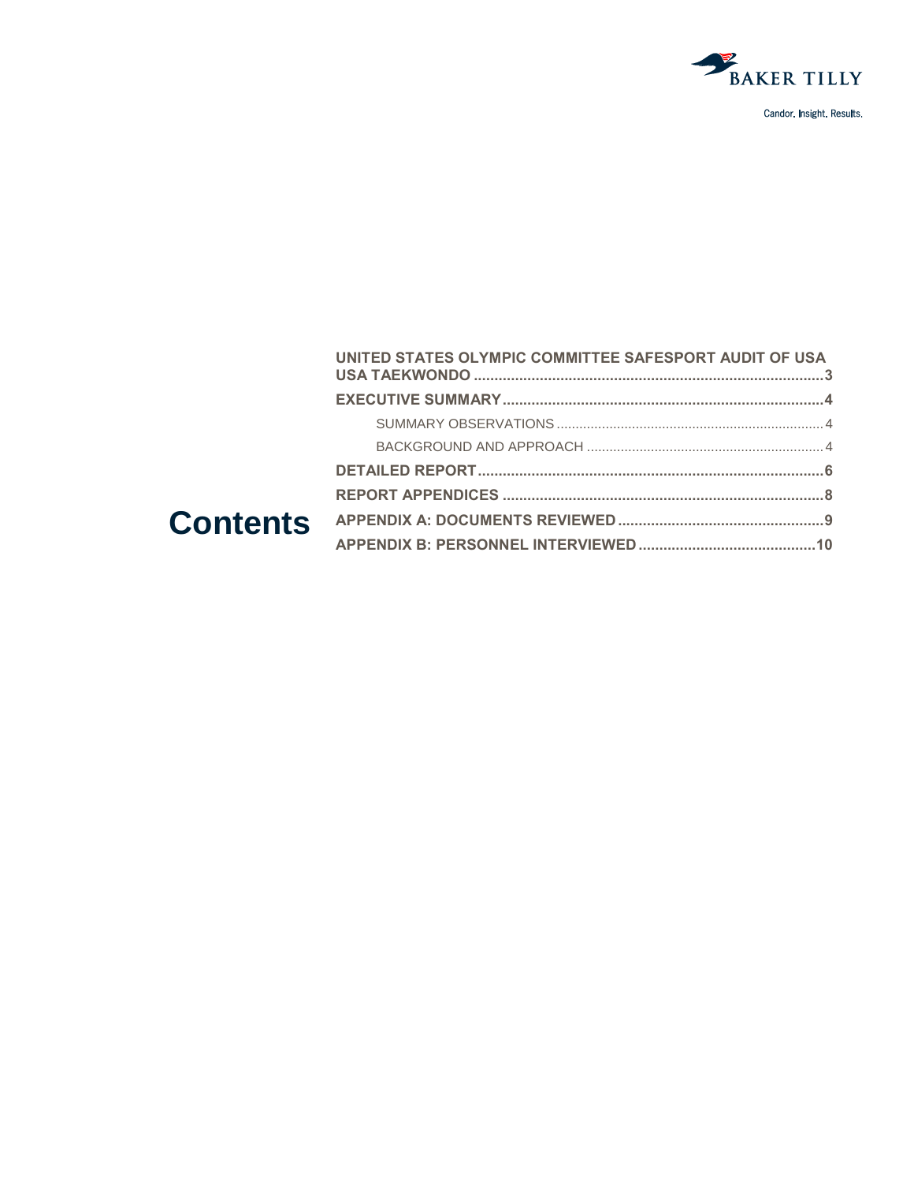# Contents

- **UNITED STATES OLYMPIC COMMITTEE SAFESPORT AUDIT OF USA USA TAEKWONDO** .......... 3
- **EXECUTIVE SUMMARY** .......... 4
  - SUMMARY OBSERVATIONS .......... 4
  - BACKGROUND AND APPROACH .......... 4
- **DETAILED REPORT** .......... 6
- **REPORT APPENDICES** .......... 8
- **APPENDIX A: DOCUMENTS REVIEWED** .......... 9
- **APPENDIX B: PERSONNEL INTERVIEWED** .......... 10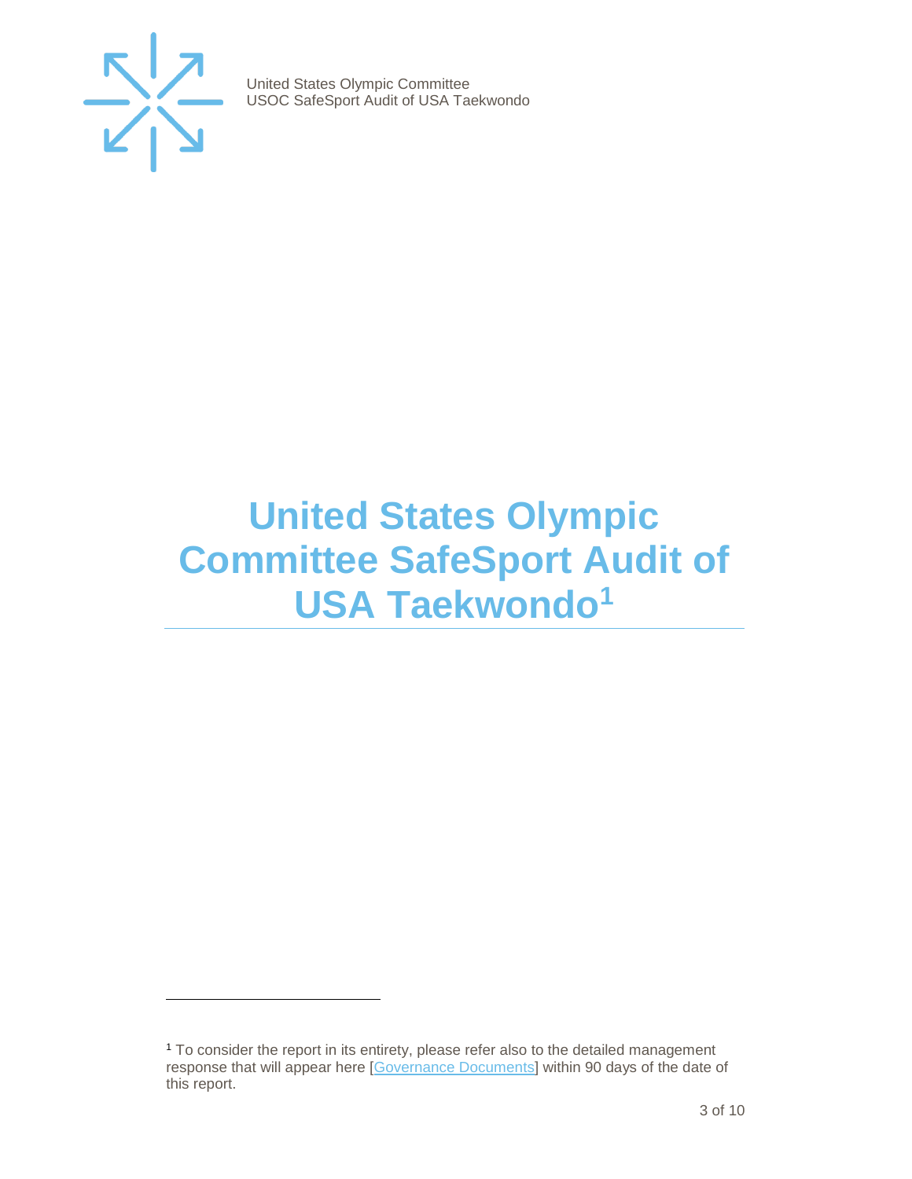# United States Olympic Committee SafeSport Audit of USA Taekwondo[1]

[1] To consider the report in its entirety, please refer also to the detailed management response that will appear here [Governance Documents] within 90 days of the date of this report.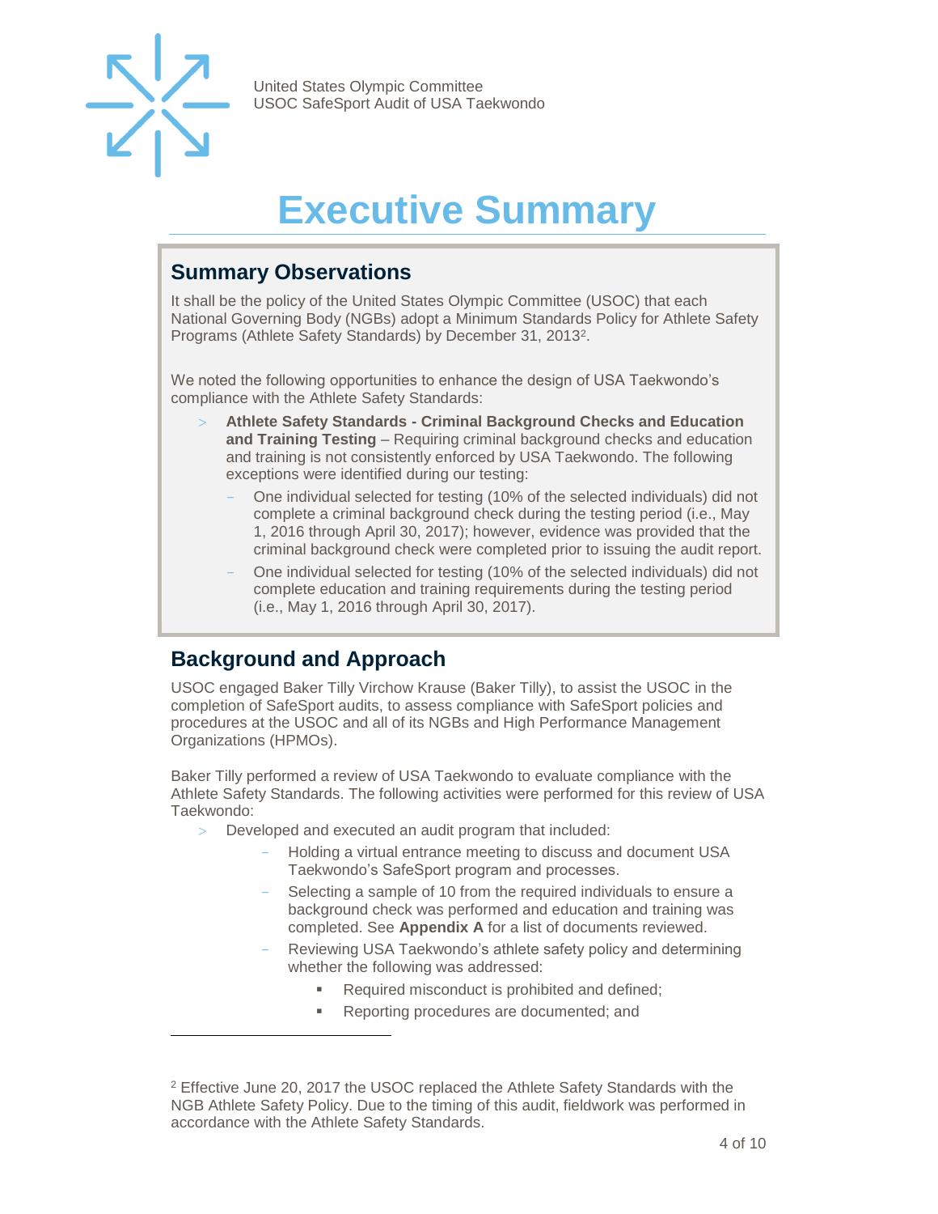# Executive Summary

## Summary Observations

It shall be the policy of the United States Olympic Committee (USOC) that each National Governing Body (NGBs) adopt a Minimum Standards Policy for Athlete Safety Programs (Athlete Safety Standards) by December 31, 2013[2].

We noted the following opportunities to enhance the design of USA Taekwondo's compliance with the Athlete Safety Standards:

- **Athlete Safety Standards - Criminal Background Checks and Education and Training Testing** – Requiring criminal background checks and education and training is not consistently enforced by USA Taekwondo. The following exceptions were identified during our testing:
  - One individual selected for testing (10% of the selected individuals) did not complete a criminal background check during the testing period (i.e., May 1, 2016 through April 30, 2017); however, evidence was provided that the criminal background check were completed prior to issuing the audit report.
  - One individual selected for testing (10% of the selected individuals) did not complete education and training requirements during the testing period (i.e., May 1, 2016 through April 30, 2017).

## Background and Approach

USOC engaged Baker Tilly Virchow Krause (Baker Tilly), to assist the USOC in the completion of SafeSport audits, to assess compliance with SafeSport policies and procedures at the USOC and all of its NGBs and High Performance Management Organizations (HPMOs).

Baker Tilly performed a review of USA Taekwondo to evaluate compliance with the Athlete Safety Standards. The following activities were performed for this review of USA Taekwondo:

- Developed and executed an audit program that included:
  - Holding a virtual entrance meeting to discuss and document USA Taekwondo's SafeSport program and processes.
  - Selecting a sample of 10 from the required individuals to ensure a background check was performed and education and training was completed. See **Appendix A** for a list of documents reviewed.
  - Reviewing USA Taekwondo's athlete safety policy and determining whether the following was addressed:
    - Required misconduct is prohibited and defined;
    - Reporting procedures are documented; and

[2] Effective June 20, 2017 the USOC replaced the Athlete Safety Standards with the NGB Athlete Safety Policy. Due to the timing of this audit, fieldwork was performed in accordance with the Athlete Safety Standards.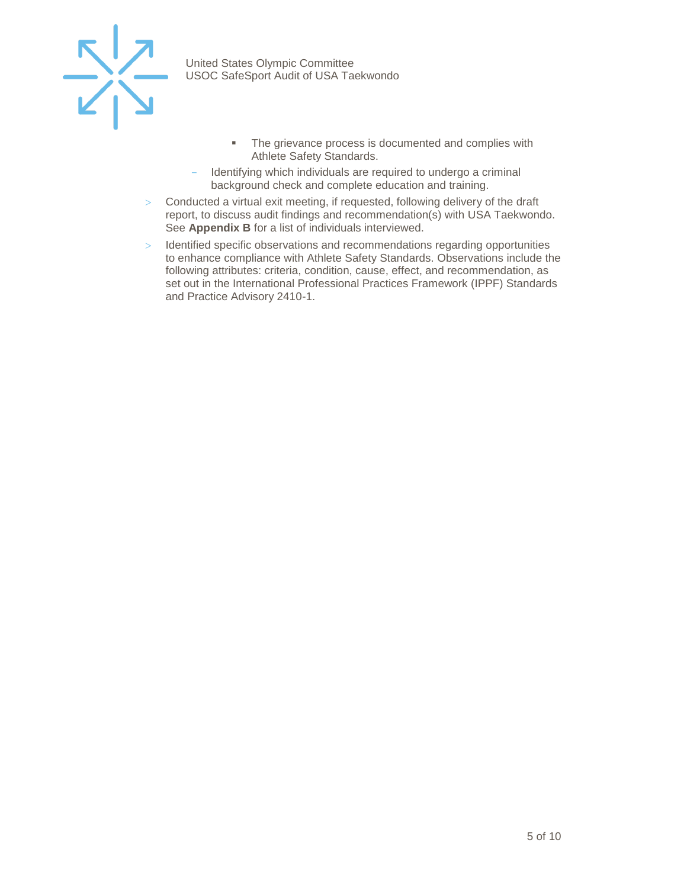- The grievance process is documented and complies with Athlete Safety Standards.
    - Identifying which individuals are required to undergo a criminal background check and complete education and training.
- Conducted a virtual exit meeting, if requested, following delivery of the draft report, to discuss audit findings and recommendation(s) with USA Taekwondo. See **Appendix B** for a list of individuals interviewed.
- Identified specific observations and recommendations regarding opportunities to enhance compliance with Athlete Safety Standards. Observations include the following attributes: criteria, condition, cause, effect, and recommendation, as set out in the International Professional Practices Framework (IPPF) Standards and Practice Advisory 2410-1.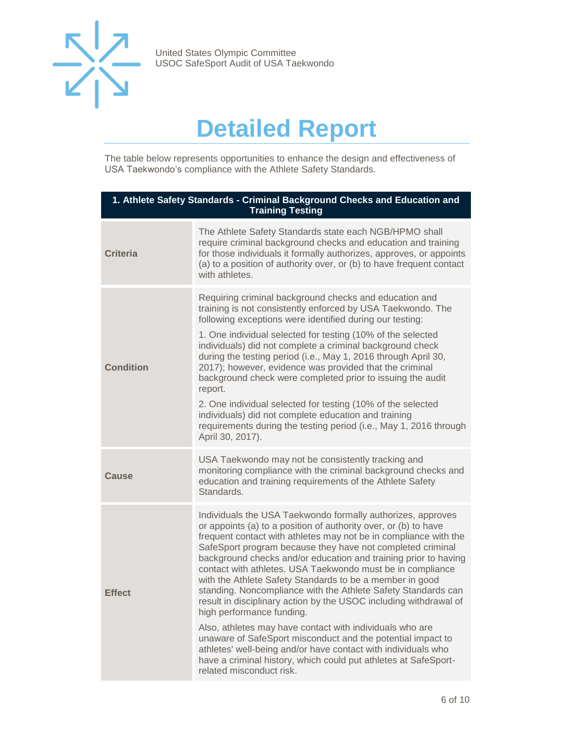# Detailed Report

The table below represents opportunities to enhance the design and effectiveness of USA Taekwondo's compliance with the Athlete Safety Standards.

| 1. Athlete Safety Standards - Criminal Background Checks and Education and Training Testing | |
|---|---|
| **Criteria** | The Athlete Safety Standards state each NGB/HPMO shall require criminal background checks and education and training for those individuals it formally authorizes, approves, or appoints (a) to a position of authority over, or (b) to have frequent contact with athletes. |
| **Condition** | Requiring criminal background checks and education and training is not consistently enforced by USA Taekwondo. The following exceptions were identified during our testing:<br><br>1. One individual selected for testing (10% of the selected individuals) did not complete a criminal background check during the testing period (i.e., May 1, 2016 through April 30, 2017); however, evidence was provided that the criminal background check were completed prior to issuing the audit report.<br><br>2. One individual selected for testing (10% of the selected individuals) did not complete education and training requirements during the testing period (i.e., May 1, 2016 through April 30, 2017). |
| **Cause** | USA Taekwondo may not be consistently tracking and monitoring compliance with the criminal background checks and education and training requirements of the Athlete Safety Standards. |
| **Effect** | Individuals the USA Taekwondo formally authorizes, approves or appoints (a) to a position of authority over, or (b) to have frequent contact with athletes may not be in compliance with the SafeSport program because they have not completed criminal background checks and/or education and training prior to having contact with athletes. USA Taekwondo must be in compliance with the Athlete Safety Standards to be a member in good standing. Noncompliance with the Athlete Safety Standards can result in disciplinary action by the USOC including withdrawal of high performance funding.<br><br>Also, athletes may have contact with individuals who are unaware of SafeSport misconduct and the potential impact to athletes' well-being and/or have contact with individuals who have a criminal history, which could put athletes at SafeSport-related misconduct risk. |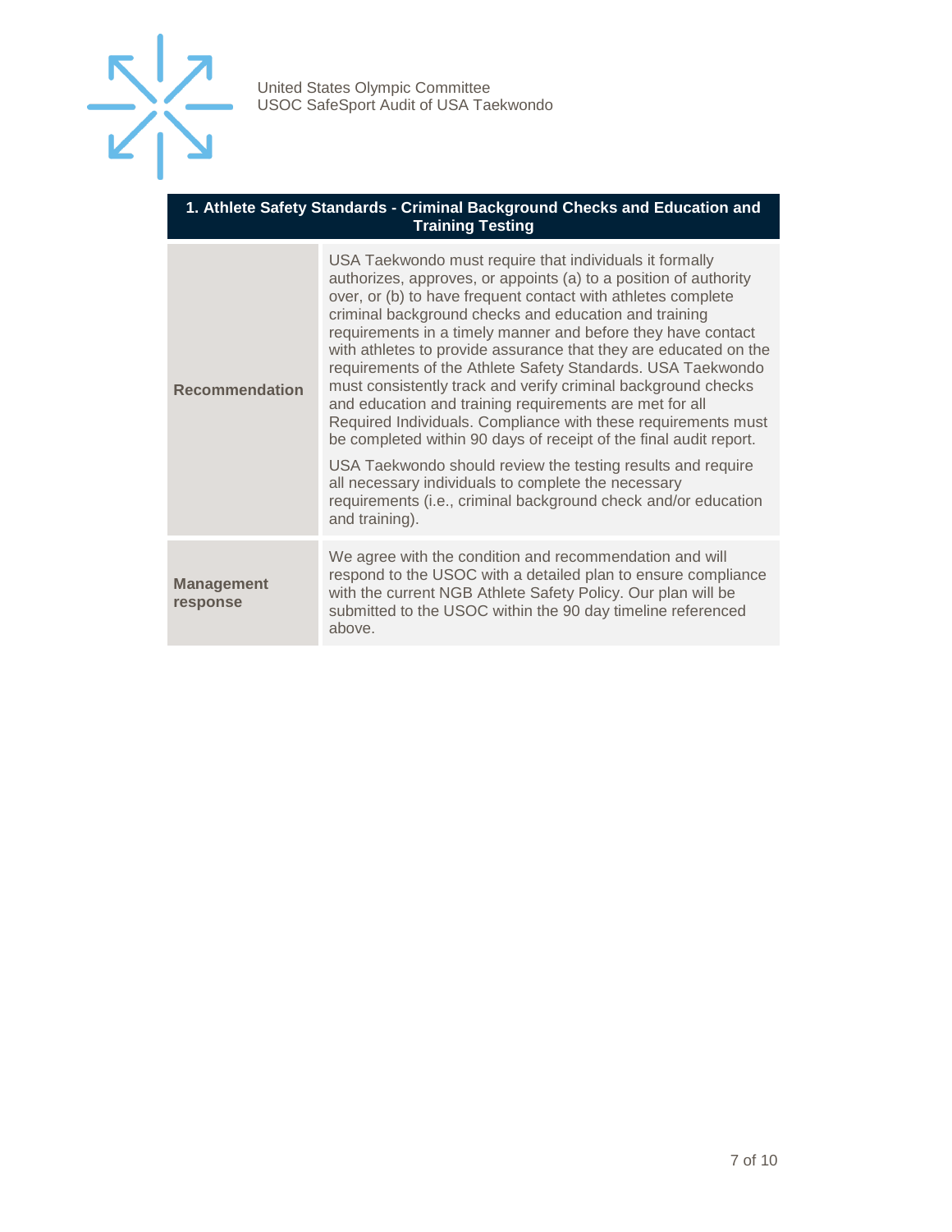| 1. Athlete Safety Standards - Criminal Background Checks and Education and Training Testing | |
|---|---|
| **Recommendation** | USA Taekwondo must require that individuals it formally authorizes, approves, or appoints (a) to a position of authority over, or (b) to have frequent contact with athletes complete criminal background checks and education and training requirements in a timely manner and before they have contact with athletes to provide assurance that they are educated on the requirements of the Athlete Safety Standards. USA Taekwondo must consistently track and verify criminal background checks and education and training requirements are met for all Required Individuals. Compliance with these requirements must be completed within 90 days of receipt of the final audit report.<br><br>USA Taekwondo should review the testing results and require all necessary individuals to complete the necessary requirements (i.e., criminal background check and/or education and training). |
| **Management response** | We agree with the condition and recommendation and will respond to the USOC with a detailed plan to ensure compliance with the current NGB Athlete Safety Policy. Our plan will be submitted to the USOC within the 90 day timeline referenced above. |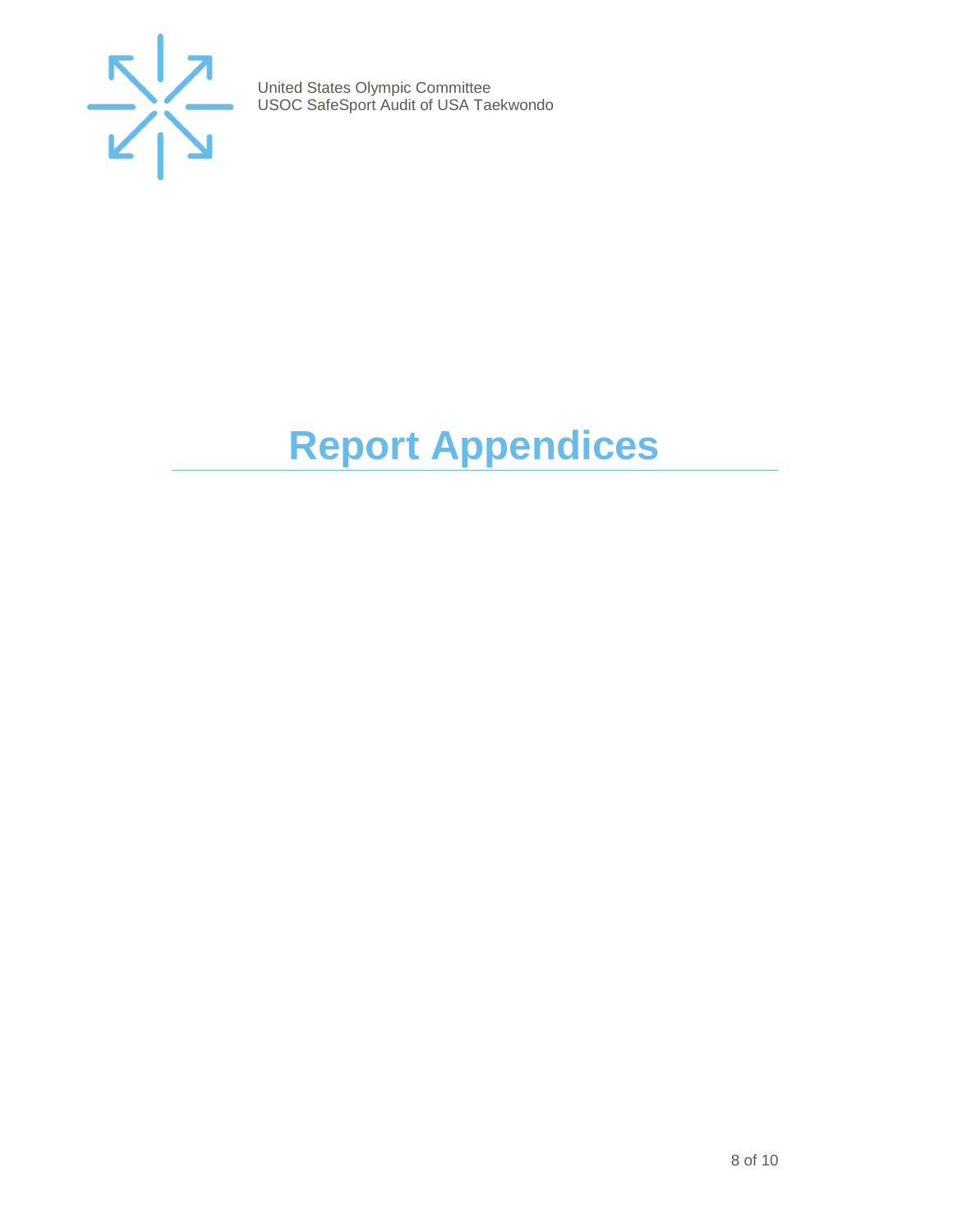# Report Appendices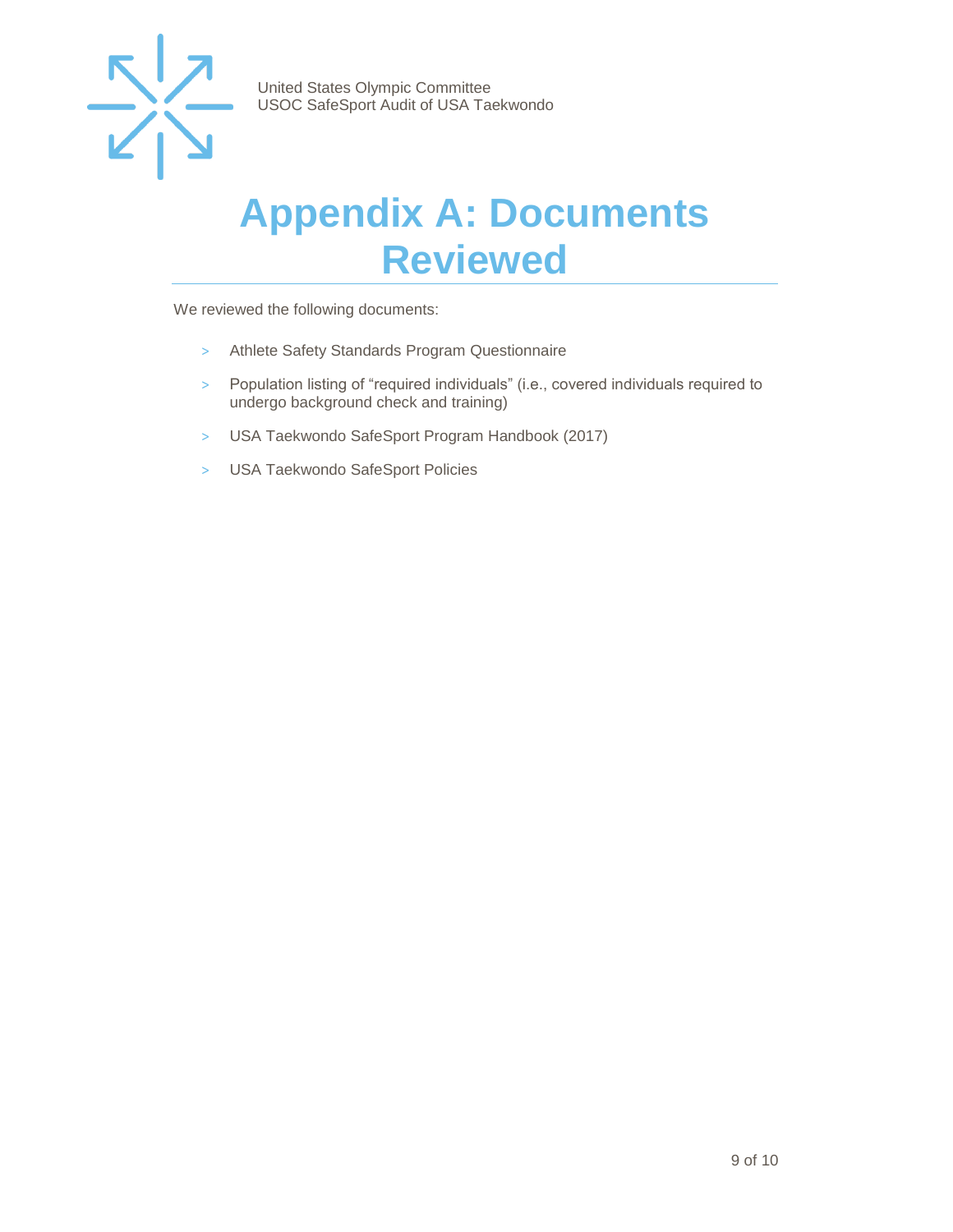# Appendix A: Documents Reviewed

We reviewed the following documents:

- Athlete Safety Standards Program Questionnaire
- Population listing of "required individuals" (i.e., covered individuals required to undergo background check and training)
- USA Taekwondo SafeSport Program Handbook (2017)
- USA Taekwondo SafeSport Policies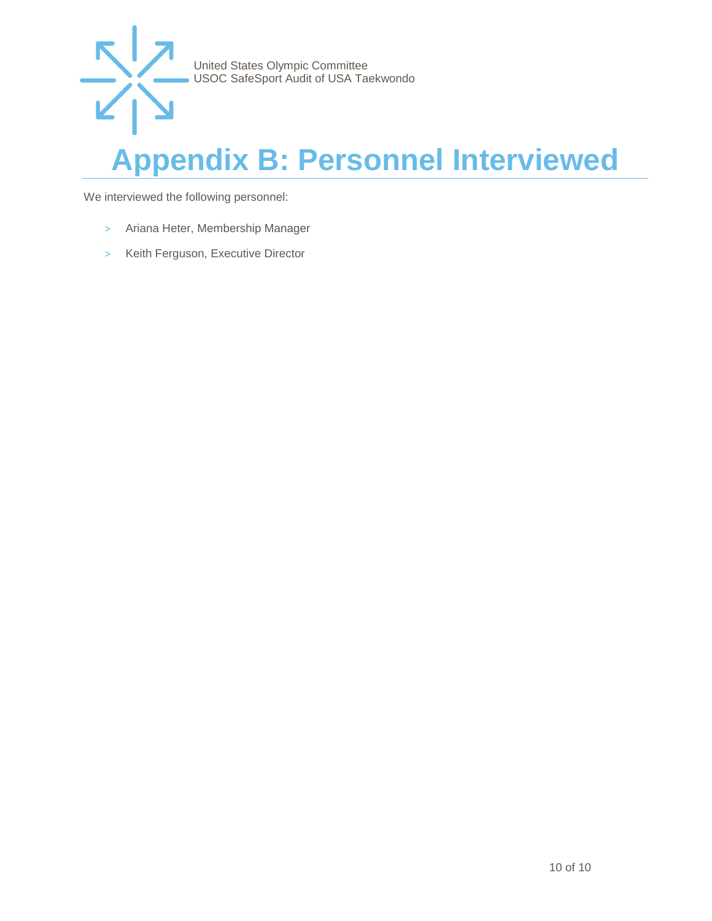# Appendix B: Personnel Interviewed

We interviewed the following personnel:

- Ariana Heter, Membership Manager
- Keith Ferguson, Executive Director